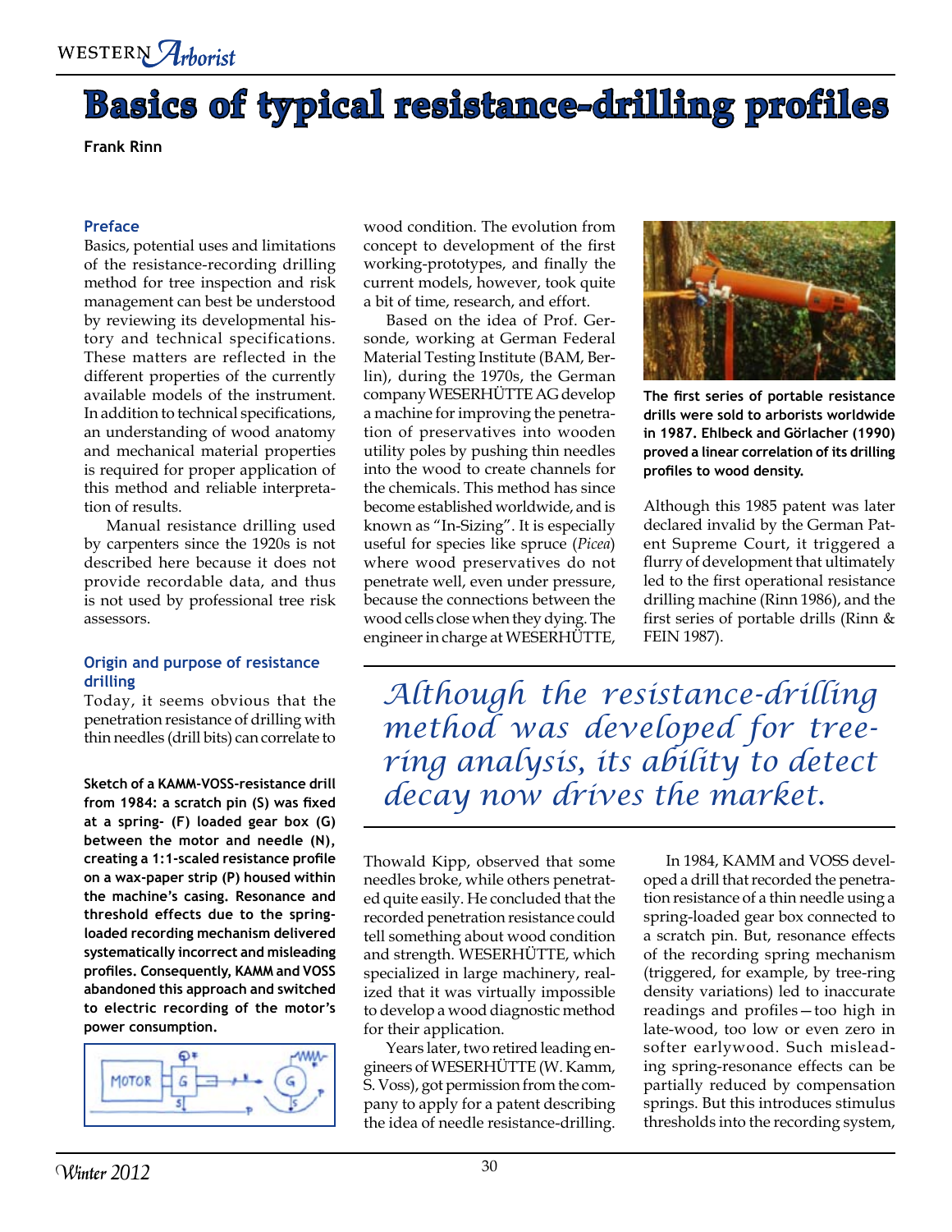# Basics of typical resistance-drilling profiles

**Frank Rinn**

### Preface

Basics, potential uses and limitations of the resistance-recording drilling method for tree inspection and risk management can best be understood by reviewing its developmental history and technical specifications. These matters are reflected in the different properties of the currently available models of the instrument. In addition to technical specifications, an understanding of wood anatomy and mechanical material properties is required for proper application of this method and reliable interpretation of results.

Manual resistance drilling used by carpenters since the 1920s is not described here because it does not provide recordable data, and thus is not used by professional tree risk assessors.

### Origin and purpose of resistance drilling

Today, it seems obvious that the penetration resistance of drilling with thin needles (drill bits) can correlate to wood condition. The evolution from concept to development of the first working-prototypes, and finally the current models, however, took quite a bit of time, research, and effort.

Based on the idea of Prof. Gersonde, working at German Federal Material Testing Institute (BAM, Berlin), during the 1970s, the German company WESERHÜTTE AG develop a machine for improving the penetration of preservatives into wooden utility poles by pushing thin needles into the wood to create channels for the chemicals. This method has since become established worldwide, and is known as "In-Sizing". It is especially useful for species like spruce (*Picea*) where wood preservatives do not penetrate well, even under pressure, because the connections between the wood cells close when they dying. The engineer in charge at WESERHÜTTE, Thowald Kipp, observed that some needles broke, while others penetrated quite easily. He concluded that the recorded penetration resistance could tell something about wood condition and strength. WESERHÜTTE, which specialized in large machinery, realized that it was virtually impossible to develop a wood diagnostic method for their application.

Years later, two retired leading engineers of WESERHÜTTE (W. Kamm, S. Voss), got permission from the company to apply for a patent describing the idea of needle resistance-drilling.

**Sketch of a KAMM-VOSS-resistance drill from 1984: a scratch pin (S) was fixed at a spring- (F) loaded gear box (G) between the motor and needle (N), creating a 1:1-scaled resistance profile on a wax-paper strip (P) housed within the machine's casing. Resonance and threshold effects due to the spring-loaded recording mechanism delivered systematically incorrect and misleading profiles. Consequently, KAMM and VOSS abandoned this approach and switched to electric recording of the motor's power consumption.**

**The first series of portable resistance drills were sold to arborists worldwide in 1987. Ehlbeck and Görlacher (1990) proved a linear correlation of its drilling profiles to wood density.**

> *Although the resistance-drilling method was developed for tree-ring analysis, its ability to detect decay now drives the market.*

In 1984, KAMM and VOSS developed a drill that recorded the penetration resistance of a thin needle using a spring-loaded gear box connected to a scratch pin. But, resonance effects of the recording spring mechanism (triggered, for example, by tree-ring density variations) led to inaccurate readings and profiles—too high in late-wood, too low or even zero in softer earlywood. Such misleading spring-resonance effects can be partially reduced by compensation springs. But this introduces stimulus thresholds into the recording system,

Although this 1985 patent was later declared invalid by the German Patent Supreme Court, it triggered a flurry of development that ultimately led to the first operational resistance drilling machine (Rinn 1986), and the first series of portable drills (Rinn & FEIN 1987).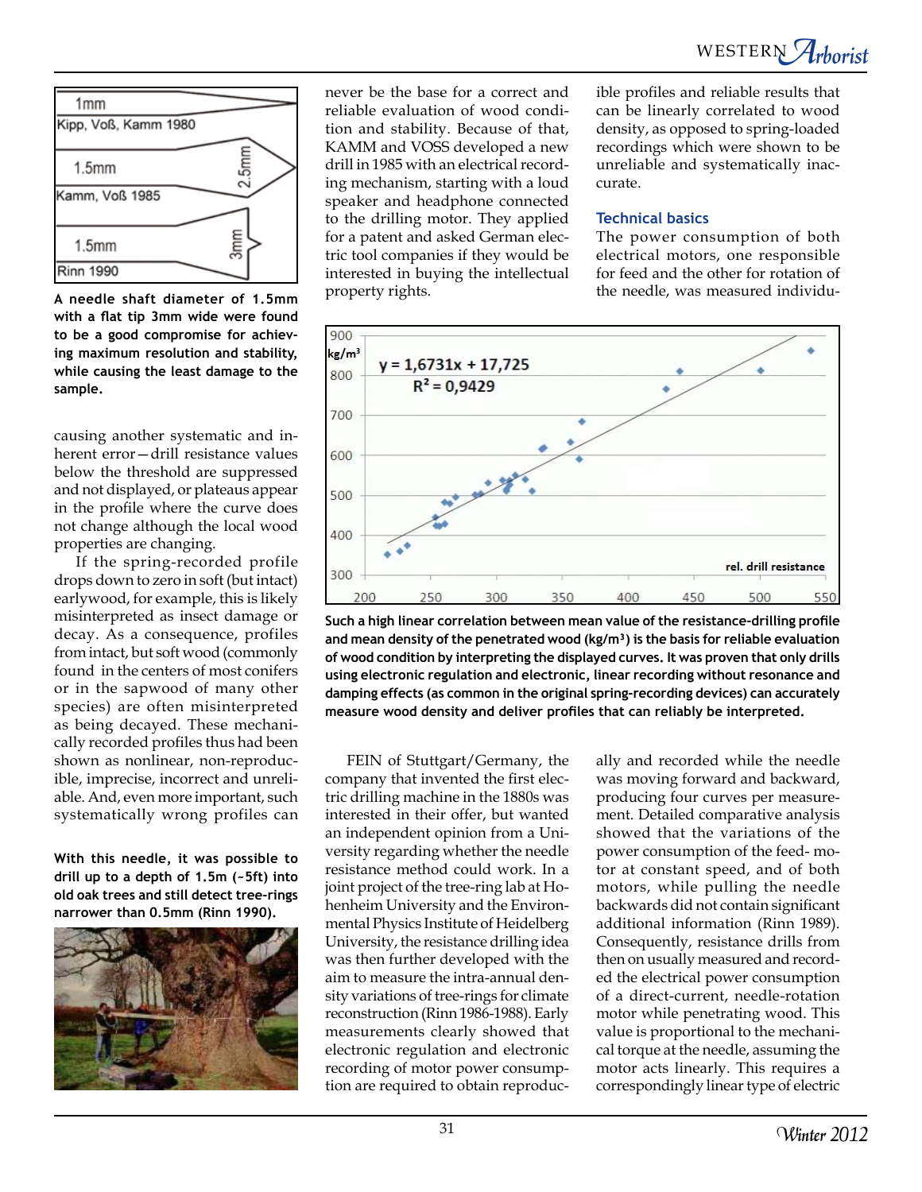A needle shaft diameter of 1.5mm with a flat tip 3mm wide were found to be a good compromise for achieving maximum resolution and stability, while causing the least damage to the sample.

causing another systematic and inherent error—drill resistance values below the threshold are suppressed and not displayed, or plateaus appear in the profile where the curve does not change although the local wood properties are changing.

If the spring-recorded profile drops down to zero in soft (but intact) earlywood, for example, this is likely misinterpreted as insect damage or decay. As a consequence, profiles from intact, but soft wood (commonly found in the centers of most conifers or in the sapwood of many other species) are often misinterpreted as being decayed. These mechanically recorded profiles thus had been shown as nonlinear, non-reproducible, imprecise, incorrect and unreliable. And, even more important, such systematically wrong profiles can never be the base for a correct and reliable evaluation of wood condition and stability. Because of that, KAMM and VOSS developed a new drill in 1985 with an electrical recording mechanism, starting with a loud speaker and headphone connected to the drilling motor. They applied for a patent and asked German electric tool companies if they would be interested in buying the intellectual property rights.

With this needle, it was possible to drill up to a depth of 1.5m (~5ft) into old oak trees and still detect tree-rings narrower than 0.5mm (Rinn 1990).

Such a high linear correlation between mean value of the resistance-drilling profile and mean density of the penetrated wood (kg/m³) is the basis for reliable evaluation of wood condition by interpreting the displayed curves. It was proven that only drills using electronic regulation and electronic, linear recording without resonance and damping effects (as common in the original spring-recording devices) can accurately measure wood density and deliver profiles that can reliably be interpreted.

FEIN of Stuttgart/Germany, the company that invented the first electric drilling machine in the 1880s was interested in their offer, but wanted an independent opinion from a University regarding whether the needle resistance method could work. In a joint project of the tree-ring lab at Hohenheim University and the Environmental Physics Institute of Heidelberg University, the resistance drilling idea was then further developed with the aim to measure the intra-annual density variations of tree-rings for climate reconstruction (Rinn 1986-1988). Early measurements clearly showed that electronic regulation and electronic recording of motor power consumption are required to obtain reproducible profiles and reliable results that can be linearly correlated to wood density, as opposed to spring-loaded recordings which were shown to be unreliable and systematically inaccurate.

## Technical basics

The power consumption of both electrical motors, one responsible for feed and the other for rotation of the needle, was measured individually and recorded while the needle was moving forward and backward, producing four curves per measurement. Detailed comparative analysis showed that the variations of the power consumption of the feed-motor at constant speed, and of both motors, while pulling the needle backwards did not contain significant additional information (Rinn 1989). Consequently, resistance drills from then on usually measured and recorded the electrical power consumption of a direct-current, needle-rotation motor while penetrating wood. This value is proportional to the mechanical torque at the needle, assuming the motor acts linearly. This requires a correspondingly linear type of electric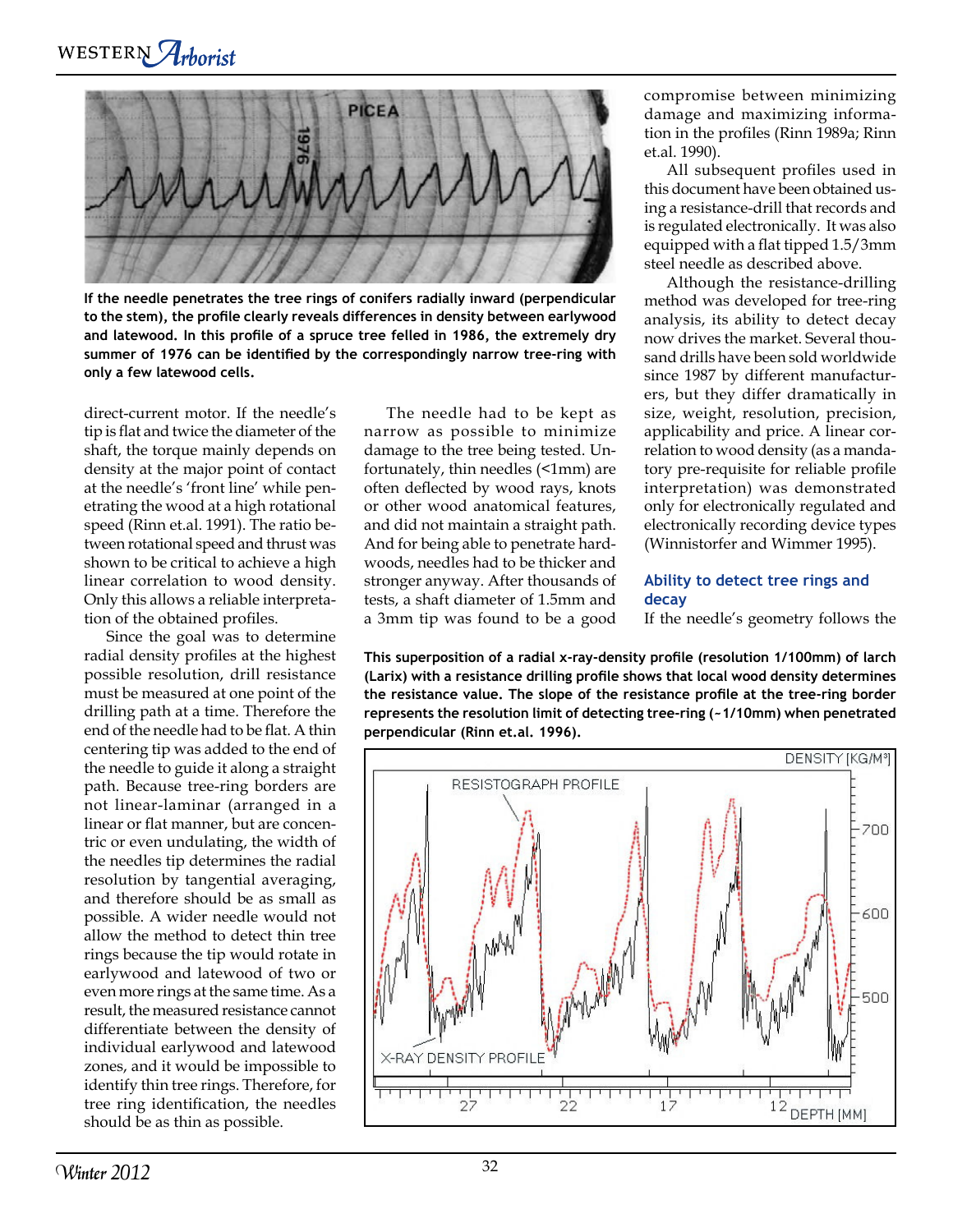If the needle penetrates the tree rings of conifers radially inward (perpendicular to the stem), the profile clearly reveals differences in density between earlywood and latewood. In this profile of a spruce tree felled in 1986, the extremely dry summer of 1976 can be identified by the correspondingly narrow tree-ring with only a few latewood cells.

direct-current motor. If the needle's tip is flat and twice the diameter of the shaft, the torque mainly depends on density at the major point of contact at the needle's 'front line' while penetrating the wood at a high rotational speed (Rinn et.al. 1991). The ratio between rotational speed and thrust was shown to be critical to achieve a high linear correlation to wood density. Only this allows a reliable interpretation of the obtained profiles.

Since the goal was to determine radial density profiles at the highest possible resolution, drill resistance must be measured at one point of the drilling path at a time. Therefore the end of the needle had to be flat. A thin centering tip was added to the end of the needle to guide it along a straight path. Because tree-ring borders are not linear-laminar (arranged in a linear or flat manner, but are concentric or even undulating, the width of the needles tip determines the radial resolution by tangential averaging, and therefore should be as small as possible. A wider needle would not allow the method to detect thin tree rings because the tip would rotate in earlywood and latewood of two or even more rings at the same time. As a result, the measured resistance cannot differentiate between the density of individual earlywood and latewood zones, and it would be impossible to identify thin tree rings. Therefore, for tree ring identification, the needles should be as thin as possible.

The needle had to be kept as narrow as possible to minimize damage to the tree being tested. Unfortunately, thin needles (<1mm) are often deflected by wood rays, knots or other wood anatomical features, and did not maintain a straight path. And for being able to penetrate hardwoods, needles had to be thicker and stronger anyway. After thousands of tests, a shaft diameter of 1.5mm and a 3mm tip was found to be a good compromise between minimizing damage and maximizing information in the profiles (Rinn 1989a; Rinn et.al. 1990).

All subsequent profiles used in this document have been obtained using a resistance-drill that records and is regulated electronically. It was also equipped with a flat tipped 1.5/3mm steel needle as described above.

Although the resistance-drilling method was developed for tree-ring analysis, its ability to detect decay now drives the market. Several thousand drills have been sold worldwide since 1987 by different manufacturers, but they differ dramatically in size, weight, resolution, precision, applicability and price. A linear correlation to wood density (as a mandatory pre-requisite for reliable profile interpretation) was demonstrated only for electronically regulated and electronically recording device types (Winnistorfer and Wimmer 1995).

### Ability to detect tree rings and decay

If the needle's geometry follows the

This superposition of a radial x-ray-density profile (resolution 1/100mm) of larch (Larix) with a resistance drilling profile shows that local wood density determines the resistance value. The slope of the resistance profile at the tree-ring border represents the resolution limit of detecting tree-ring (~1/10mm) when penetrated perpendicular (Rinn et.al. 1996).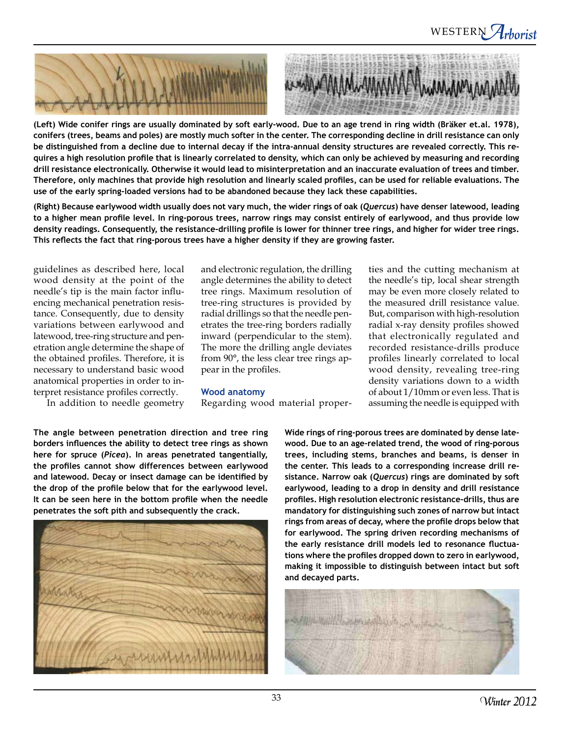**(Left) Wide conifer rings are usually dominated by soft early-wood. Due to an age trend in ring width (Bräker et.al. 1978), conifers (trees, beams and poles) are mostly much softer in the center. The corresponding decline in drill resistance can only be distinguished from a decline due to internal decay if the intra-annual density structures are revealed correctly. This requires a high resolution profile that is linearly correlated to density, which can only be achieved by measuring and recording drill resistance electronically. Otherwise it would lead to misinterpretation and an inaccurate evaluation of trees and timber. Therefore, only machines that provide high resolution and linearly scaled profiles, can be used for reliable evaluations. The use of the early spring-loaded versions had to be abandoned because they lack these capabilities.**

**(Right) Because earlywood width usually does not vary much, the wider rings of oak (*Quercus*) have denser latewood, leading to a higher mean profile level. In ring-porous trees, narrow rings may consist entirely of earlywood, and thus provide low density readings. Consequently, the resistance-drilling profile is lower for thinner tree rings, and higher for wider tree rings. This reflects the fact that ring-porous trees have a higher density if they are growing faster.**

guidelines as described here, local wood density at the point of the needle's tip is the main factor influencing mechanical penetration resistance. Consequently, due to density variations between earlywood and latewood, tree-ring structure and penetration angle determine the shape of the obtained profiles. Therefore, it is necessary to understand basic wood anatomical properties in order to interpret resistance profiles correctly.

In addition to needle geometry and electronic regulation, the drilling angle determines the ability to detect tree rings. Maximum resolution of tree-ring structures is provided by radial drillings so that the needle penetrates the tree-ring borders radially inward (perpendicular to the stem). The more the drilling angle deviates from 90°, the less clear tree rings appear in the profiles.

### Wood anatomy

Regarding wood material properties and the cutting mechanism at the needle's tip, local shear strength may be even more closely related to the measured drill resistance value. But, comparison with high-resolution radial x-ray density profiles showed that electronically regulated and recorded resistance-drills produce profiles linearly correlated to local wood density, revealing tree-ring density variations down to a width of about 1/10mm or even less. That is assuming the needle is equipped with

**The angle between penetration direction and tree ring borders influences the ability to detect tree rings as shown here for spruce (*Picea*). In areas penetrated tangentially, the profiles cannot show differences between earlywood and latewood. Decay or insect damage can be identified by the drop of the profile below that for the earlywood level. It can be seen here in the bottom profile when the needle penetrates the soft pith and subsequently the crack.**

**Wide rings of ring-porous trees are dominated by dense latewood. Due to an age-related trend, the wood of ring-porous trees, including stems, branches and beams, is denser in the center. This leads to a corresponding increase drill resistance. Narrow oak (*Quercus*) rings are dominated by soft earlywood, leading to a drop in density and drill resistance profiles. High resolution electronic resistance-drills, thus are mandatory for distinguishing such zones of narrow but intact rings from areas of decay, where the profile drops below that for earlywood. The spring driven recording mechanisms of the early resistance drill models led to resonance fluctuations where the profiles dropped down to zero in earlywood, making it impossible to distinguish between intact but soft and decayed parts.**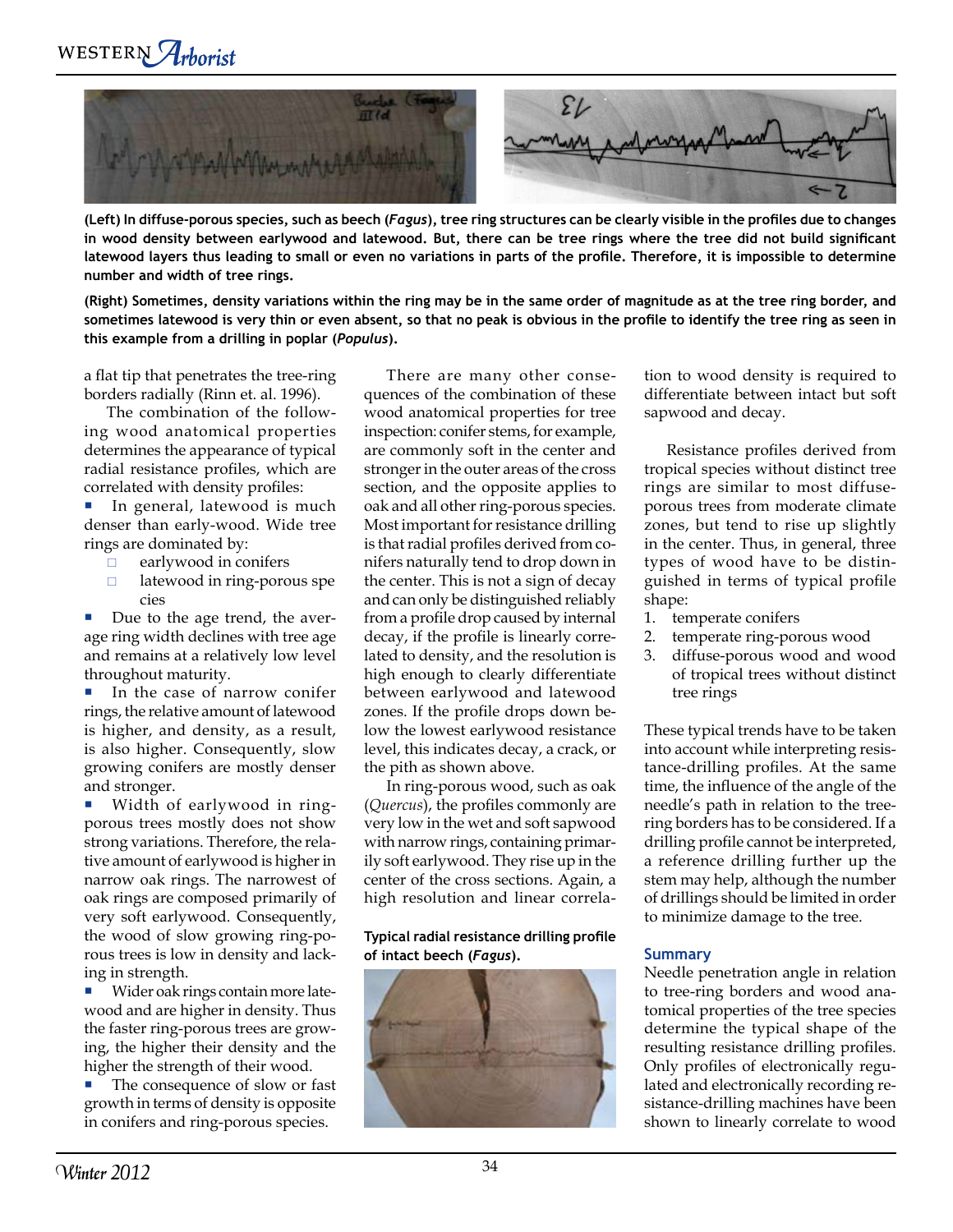**(Left) In diffuse-porous species, such as beech (*Fagus*), tree ring structures can be clearly visible in the profiles due to changes in wood density between earlywood and latewood. But, there can be tree rings where the tree did not build significant latewood layers thus leading to small or even no variations in parts of the profile. Therefore, it is impossible to determine number and width of tree rings.**

**(Right) Sometimes, density variations within the ring may be in the same order of magnitude as at the tree ring border, and sometimes latewood is very thin or even absent, so that no peak is obvious in the profile to identify the tree ring as seen in this example from a drilling in poplar (*Populus*).**

a flat tip that penetrates the tree-ring borders radially (Rinn et. al. 1996).

The combination of the following wood anatomical properties determines the appearance of typical radial resistance profiles, which are correlated with density profiles:

- In general, latewood is much denser than early-wood. Wide tree rings are dominated by:
  - earlywood in conifers
  - latewood in ring-porous species
- Due to the age trend, the average ring width declines with tree age and remains at a relatively low level throughout maturity.
- In the case of narrow conifer rings, the relative amount of latewood is higher, and density, as a result, is also higher. Consequently, slow growing conifers are mostly denser and stronger.
- Width of earlywood in ring-porous trees mostly does not show strong variations. Therefore, the relative amount of earlywood is higher in narrow oak rings. The narrowest of oak rings are composed primarily of very soft earlywood. Consequently, the wood of slow growing ring-porous trees is low in density and lacking in strength.
- Wider oak rings contain more latewood and are higher in density. Thus the faster ring-porous trees are growing, the higher their density and the higher the strength of their wood.
- The consequence of slow or fast growth in terms of density is opposite in conifers and ring-porous species.

There are many other consequences of the combination of these wood anatomical properties for tree inspection: conifer stems, for example, are commonly soft in the center and stronger in the outer areas of the cross section, and the opposite applies to oak and all other ring-porous species. Most important for resistance drilling is that radial profiles derived from conifers naturally tend to drop down in the center. This is not a sign of decay and can only be distinguished reliably from a profile drop caused by internal decay, if the profile is linearly correlated to density, and the resolution is high enough to clearly differentiate between earlywood and latewood zones. If the profile drops down below the lowest earlywood resistance level, this indicates decay, a crack, or the pith as shown above.

In ring-porous wood, such as oak (*Quercus*), the profiles commonly are very low in the wet and soft sapwood with narrow rings, containing primarily soft earlywood. They rise up in the center of the cross sections. Again, a high resolution and linear correlation to wood density is required to differentiate between intact but soft sapwood and decay.

**Typical radial resistance drilling profile of intact beech (*Fagus*).**

Resistance profiles derived from tropical species without distinct tree rings are similar to most diffuse-porous trees from moderate climate zones, but tend to rise up slightly in the center. Thus, in general, three types of wood have to be distinguished in terms of typical profile shape:

1. temperate conifers
2. temperate ring-porous wood
3. diffuse-porous wood and wood of tropical trees without distinct tree rings

These typical trends have to be taken into account while interpreting resistance-drilling profiles. At the same time, the influence of the angle of the needle's path in relation to the tree-ring borders has to be considered. If a drilling profile cannot be interpreted, a reference drilling further up the stem may help, although the number of drillings should be limited in order to minimize damage to the tree.

### Summary

Needle penetration angle in relation to tree-ring borders and wood anatomical properties of the tree species determine the typical shape of the resulting resistance drilling profiles. Only profiles of electronically regulated and electronically recording resistance-drilling machines have been shown to linearly correlate to wood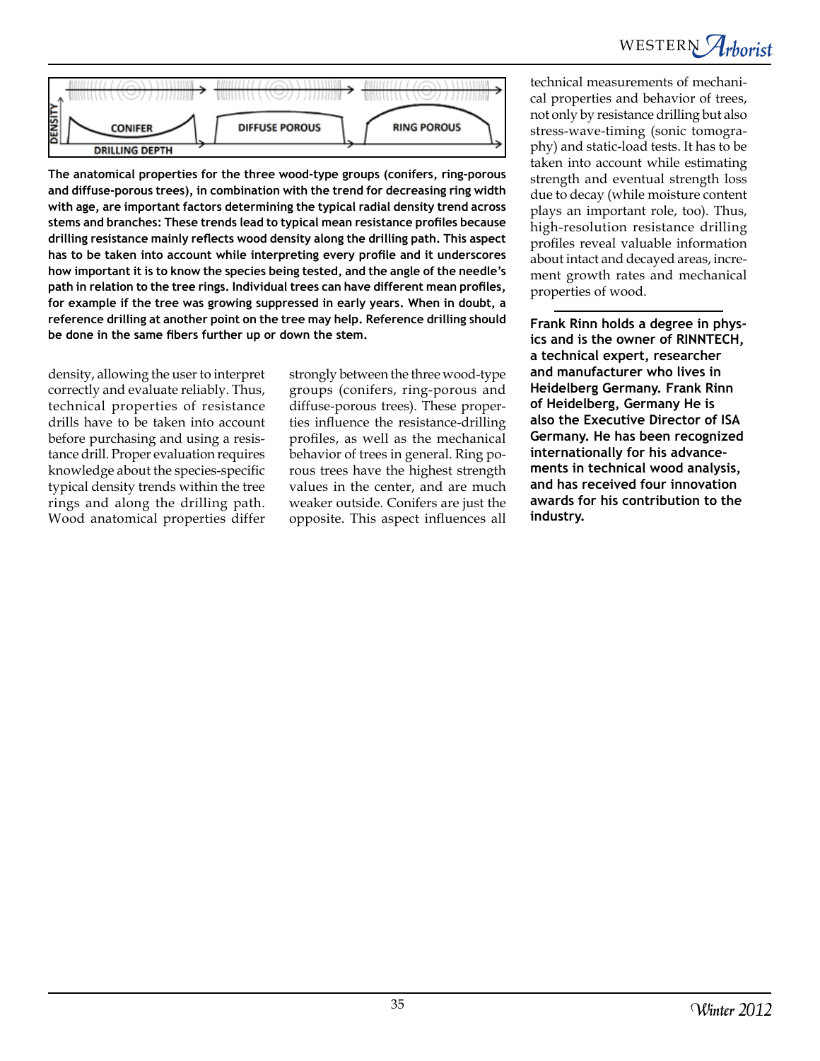The anatomical properties for the three wood-type groups (conifers, ring-porous and diffuse-porous trees), in combination with the trend for decreasing ring width with age, are important factors determining the typical radial density trend across stems and branches: These trends lead to typical mean resistance profiles because drilling resistance mainly reflects wood density along the drilling path. This aspect has to be taken into account while interpreting every profile and it underscores how important it is to know the species being tested, and the angle of the needle's path in relation to the tree rings. Individual trees can have different mean profiles, for example if the tree was growing suppressed in early years. When in doubt, a reference drilling at another point on the tree may help. Reference drilling should be done in the same fibers further up or down the stem.

density, allowing the user to interpret correctly and evaluate reliably. Thus, technical properties of resistance drills have to be taken into account before purchasing and using a resistance drill. Proper evaluation requires knowledge about the species-specific typical density trends within the tree rings and along the drilling path. Wood anatomical properties differ strongly between the three wood-type groups (conifers, ring-porous and diffuse-porous trees). These properties influence the resistance-drilling profiles, as well as the mechanical behavior of trees in general. Ring porous trees have the highest strength values in the center, and are much weaker outside. Conifers are just the opposite. This aspect influences all technical measurements of mechanical properties and behavior of trees, not only by resistance drilling but also stress-wave-timing (sonic tomography) and static-load tests. It has to be taken into account while estimating strength and eventual strength loss due to decay (while moisture content plays an important role, too). Thus, high-resolution resistance drilling profiles reveal valuable information about intact and decayed areas, increment growth rates and mechanical properties of wood.

---

**Frank Rinn holds a degree in physics and is the owner of RINNTECH, a technical expert, researcher and manufacturer who lives in Heidelberg Germany. Frank Rinn of Heidelberg, Germany He is also the Executive Director of ISA Germany. He has been recognized internationally for his advancements in technical wood analysis, and has received four innovation awards for his contribution to the industry.**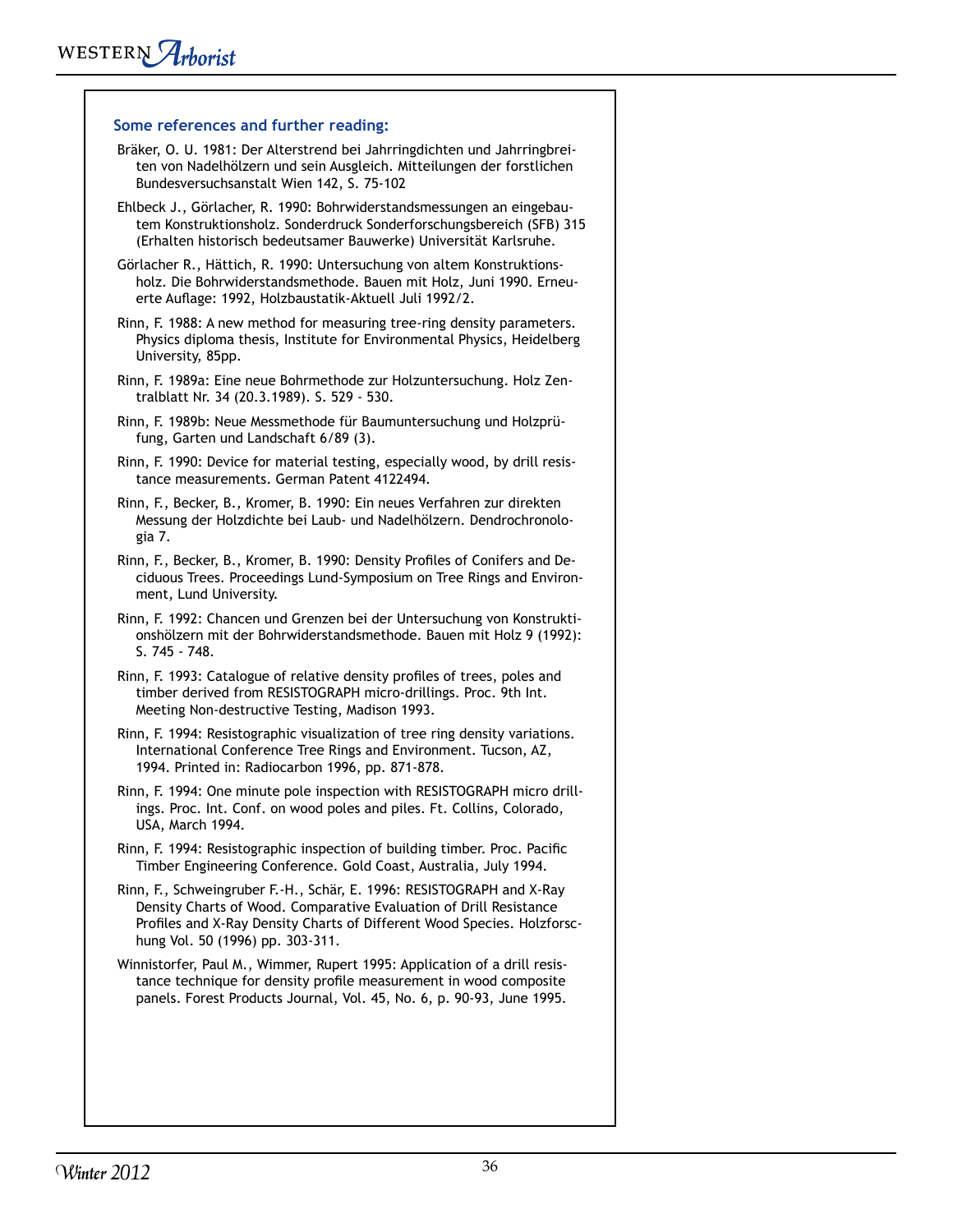### Some references and further reading:

Bräker, O. U. 1981: Der Alterstrend bei Jahrringdichten und Jahrringbreiten von Nadelhölzern und sein Ausgleich. Mitteilungen der forstlichen Bundesversuchsanstalt Wien 142, S. 75-102

Ehlbeck J., Görlacher, R. 1990: Bohrwiderstandsmessungen an eingebautem Konstruktionsholz. Sonderdruck Sonderforschungsbereich (SFB) 315 (Erhalten historisch bedeutsamer Bauwerke) Universität Karlsruhe.

Görlacher R., Hättich, R. 1990: Untersuchung von altem Konstruktionsholz. Die Bohrwiderstandsmethode. Bauen mit Holz, Juni 1990. Erneuerte Auflage: 1992, Holzbaustatik-Aktuell Juli 1992/2.

Rinn, F. 1988: A new method for measuring tree-ring density parameters. Physics diploma thesis, Institute for Environmental Physics, Heidelberg University, 85pp.

Rinn, F. 1989a: Eine neue Bohrmethode zur Holzuntersuchung. Holz Zentralblatt Nr. 34 (20.3.1989). S. 529 - 530.

Rinn, F. 1989b: Neue Messmethode für Baumuntersuchung und Holzprüfung, Garten und Landschaft 6/89 (3).

Rinn, F. 1990: Device for material testing, especially wood, by drill resistance measurements. German Patent 4122494.

Rinn, F., Becker, B., Kromer, B. 1990: Ein neues Verfahren zur direkten Messung der Holzdichte bei Laub- und Nadelhölzern. Dendrochronologia 7.

Rinn, F., Becker, B., Kromer, B. 1990: Density Profiles of Conifers and Deciduous Trees. Proceedings Lund-Symposium on Tree Rings and Environment, Lund University.

Rinn, F. 1992: Chancen und Grenzen bei der Untersuchung von Konstruktionshölzern mit der Bohrwiderstandsmethode. Bauen mit Holz 9 (1992): S. 745 - 748.

Rinn, F. 1993: Catalogue of relative density profiles of trees, poles and timber derived from RESISTOGRAPH micro-drillings. Proc. 9th Int. Meeting Non-destructive Testing, Madison 1993.

Rinn, F. 1994: Resistographic visualization of tree ring density variations. International Conference Tree Rings and Environment. Tucson, AZ, 1994. Printed in: Radiocarbon 1996, pp. 871-878.

Rinn, F. 1994: One minute pole inspection with RESISTOGRAPH micro drillings. Proc. Int. Conf. on wood poles and piles. Ft. Collins, Colorado, USA, March 1994.

Rinn, F. 1994: Resistographic inspection of building timber. Proc. Pacific Timber Engineering Conference. Gold Coast, Australia, July 1994.

Rinn, F., Schweingruber F.-H., Schär, E. 1996: RESISTOGRAPH and X-Ray Density Charts of Wood. Comparative Evaluation of Drill Resistance Profiles and X-Ray Density Charts of Different Wood Species. Holzforschung Vol. 50 (1996) pp. 303-311.

Winnistorfer, Paul M., Wimmer, Rupert 1995: Application of a drill resistance technique for density profile measurement in wood composite panels. Forest Products Journal, Vol. 45, No. 6, p. 90-93, June 1995.